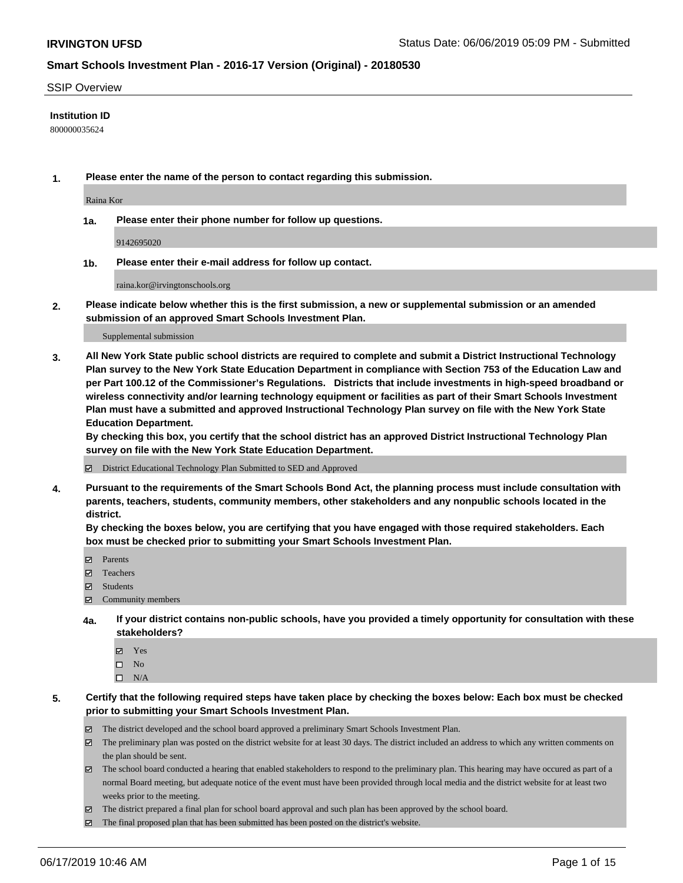## SSIP Overview

**Institution ID**

800000035624

**1. Please enter the name of the person to contact regarding this submission.**

Raina Kor

**1a. Please enter their phone number for follow up questions.**

9142695020

**1b. Please enter their e-mail address for follow up contact.**

raina.kor@irvingtonschools.org

**2. Please indicate below whether this is the first submission, a new or supplemental submission or an amended submission of an approved Smart Schools Investment Plan.**

Supplemental submission

**3. All New York State public school districts are required to complete and submit a District Instructional Technology Plan survey to the New York State Education Department in compliance with Section 753 of the Education Law and per Part 100.12 of the Commissioner's Regulations. Districts that include investments in high-speed broadband or wireless connectivity and/or learning technology equipment or facilities as part of their Smart Schools Investment Plan must have a submitted and approved Instructional Technology Plan survey on file with the New York State Education Department.**
**By checking this box, you certify that the school district has an approved District Instructional Technology Plan survey on file with the New York State Education Department.**

☑ District Educational Technology Plan Submitted to SED and Approved

**4. Pursuant to the requirements of the Smart Schools Bond Act, the planning process must include consultation with parents, teachers, students, community members, other stakeholders and any nonpublic schools located in the district.**
**By checking the boxes below, you are certifying that you have engaged with those required stakeholders. Each box must be checked prior to submitting your Smart Schools Investment Plan.**

☑ Parents
☑ Teachers
☑ Students
☑ Community members

**4a. If your district contains non-public schools, have you provided a timely opportunity for consultation with these stakeholders?**

☑ Yes
☐ No
☐ N/A

**5. Certify that the following required steps have taken place by checking the boxes below: Each box must be checked prior to submitting your Smart Schools Investment Plan.**

☑ The district developed and the school board approved a preliminary Smart Schools Investment Plan.
☑ The preliminary plan was posted on the district website for at least 30 days. The district included an address to which any written comments on the plan should be sent.
☑ The school board conducted a hearing that enabled stakeholders to respond to the preliminary plan. This hearing may have occured as part of a normal Board meeting, but adequate notice of the event must have been provided through local media and the district website for at least two weeks prior to the meeting.
☑ The district prepared a final plan for school board approval and such plan has been approved by the school board.
☑ The final proposed plan that has been submitted has been posted on the district's website.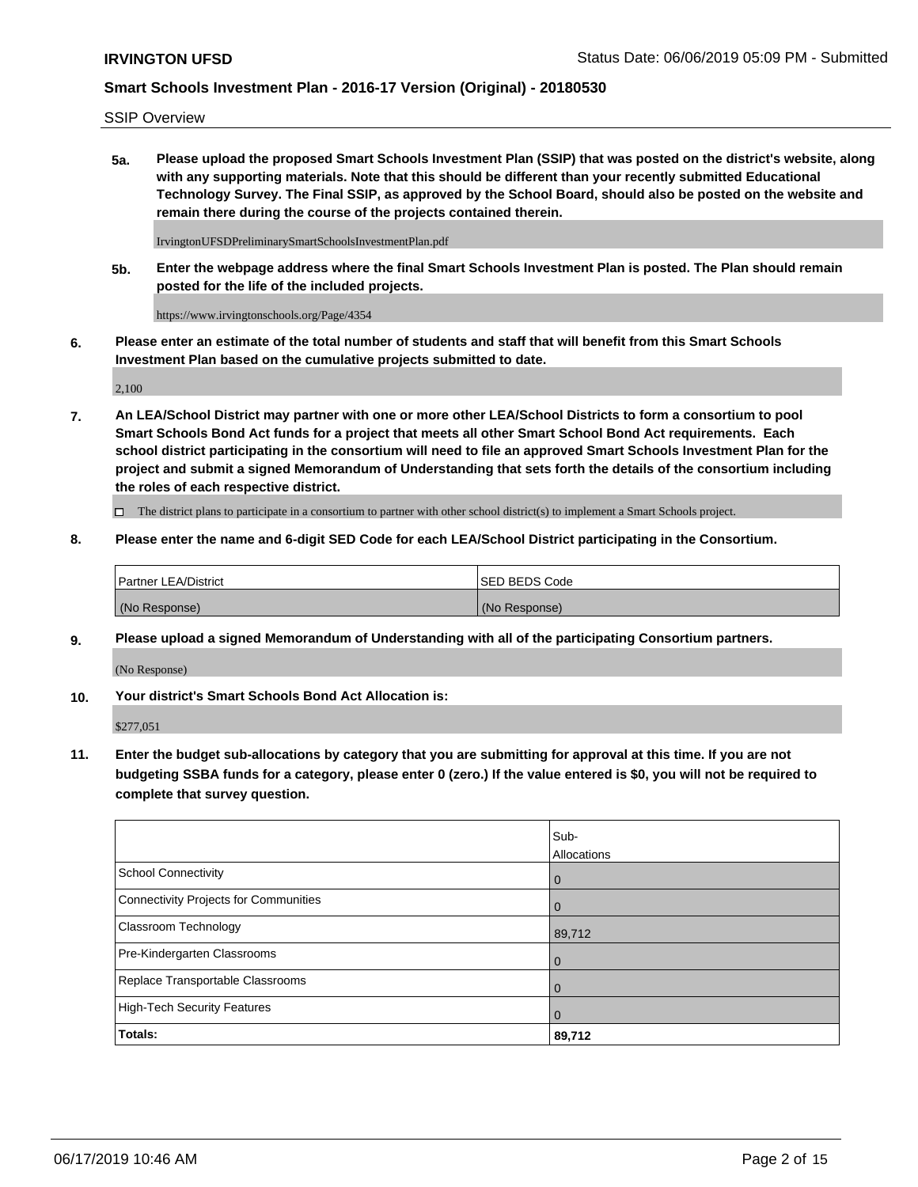SSIP Overview

**5a. Please upload the proposed Smart Schools Investment Plan (SSIP) that was posted on the district's website, along with any supporting materials. Note that this should be different than your recently submitted Educational Technology Survey. The Final SSIP, as approved by the School Board, should also be posted on the website and remain there during the course of the projects contained therein.**

IrvingtonUFSDPreliminarySmartSchoolsInvestmentPlan.pdf

**5b. Enter the webpage address where the final Smart Schools Investment Plan is posted. The Plan should remain posted for the life of the included projects.**

https://www.irvingtonschools.org/Page/4354

**6. Please enter an estimate of the total number of students and staff that will benefit from this Smart Schools Investment Plan based on the cumulative projects submitted to date.**

2,100

**7. An LEA/School District may partner with one or more other LEA/School Districts to form a consortium to pool Smart Schools Bond Act funds for a project that meets all other Smart School Bond Act requirements. Each school district participating in the consortium will need to file an approved Smart Schools Investment Plan for the project and submit a signed Memorandum of Understanding that sets forth the details of the consortium including the roles of each respective district.**

☐ The district plans to participate in a consortium to partner with other school district(s) to implement a Smart Schools project.

**8. Please enter the name and 6-digit SED Code for each LEA/School District participating in the Consortium.**

| Partner LEA/District | SED BEDS Code |
|---|---|
| (No Response) | (No Response) |

**9. Please upload a signed Memorandum of Understanding with all of the participating Consortium partners.**

(No Response)

**10. Your district's Smart Schools Bond Act Allocation is:**

$277,051

**11. Enter the budget sub-allocations by category that you are submitting for approval at this time. If you are not budgeting SSBA funds for a category, please enter 0 (zero.) If the value entered is $0, you will not be required to complete that survey question.**

| | Sub-Allocations |
|---|---|
| School Connectivity | 0 |
| Connectivity Projects for Communities | 0 |
| Classroom Technology | 89,712 |
| Pre-Kindergarten Classrooms | 0 |
| Replace Transportable Classrooms | 0 |
| High-Tech Security Features | 0 |
| **Totals:** | **89,712** |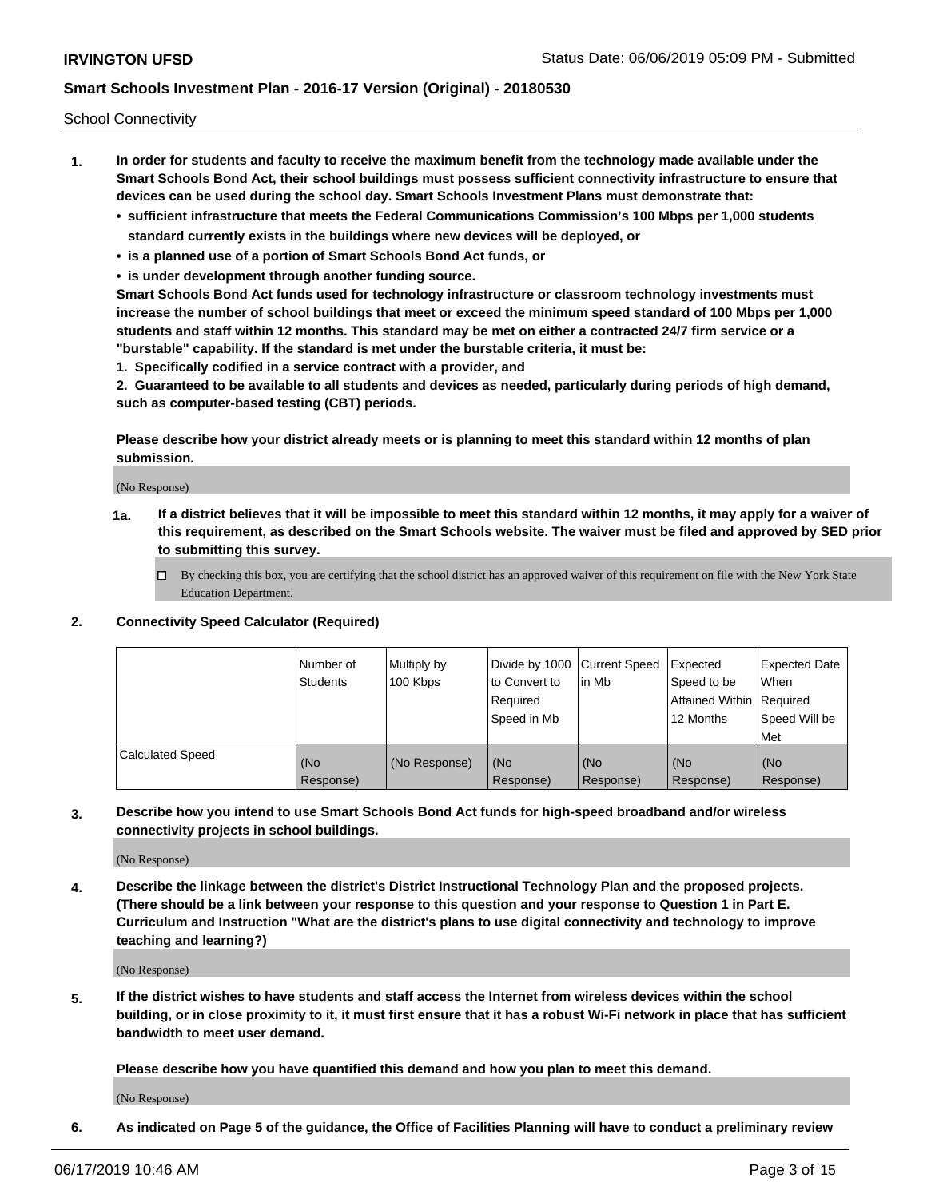School Connectivity

1. **In order for students and faculty to receive the maximum benefit from the technology made available under the Smart Schools Bond Act, their school buildings must possess sufficient connectivity infrastructure to ensure that devices can be used during the school day. Smart Schools Investment Plans must demonstrate that:**
   - **sufficient infrastructure that meets the Federal Communications Commission's 100 Mbps per 1,000 students standard currently exists in the buildings where new devices will be deployed, or**
   - **is a planned use of a portion of Smart Schools Bond Act funds, or**
   - **is under development through another funding source.**

   **Smart Schools Bond Act funds used for technology infrastructure or classroom technology investments must increase the number of school buildings that meet or exceed the minimum speed standard of 100 Mbps per 1,000 students and staff within 12 months. This standard may be met on either a contracted 24/7 firm service or a "burstable" capability. If the standard is met under the burstable criteria, it must be:**

   **1. Specifically codified in a service contract with a provider, and**

   **2. Guaranteed to be available to all students and devices as needed, particularly during periods of high demand, such as computer-based testing (CBT) periods.**

   **Please describe how your district already meets or is planning to meet this standard within 12 months of plan submission.**

   (No Response)

   **1a. If a district believes that it will be impossible to meet this standard within 12 months, it may apply for a waiver of this requirement, as described on the Smart Schools website. The waiver must be filed and approved by SED prior to submitting this survey.**

   ☐ By checking this box, you are certifying that the school district has an approved waiver of this requirement on file with the New York State Education Department.

2. **Connectivity Speed Calculator (Required)**

| | Number of Students | Multiply by 100 Kbps | Divide by 1000 to Convert to Required Speed in Mb | Current Speed in Mb | Expected Speed to be Attained Within 12 Months | Expected Date When Required Speed Will be Met |
|---|---|---|---|---|---|---|
| Calculated Speed | (No Response) | (No Response) | (No Response) | (No Response) | (No Response) | (No Response) |

3. **Describe how you intend to use Smart Schools Bond Act funds for high-speed broadband and/or wireless connectivity projects in school buildings.**

   (No Response)

4. **Describe the linkage between the district's District Instructional Technology Plan and the proposed projects. (There should be a link between your response to this question and your response to Question 1 in Part E. Curriculum and Instruction "What are the district's plans to use digital connectivity and technology to improve teaching and learning?)**

   (No Response)

5. **If the district wishes to have students and staff access the Internet from wireless devices within the school building, or in close proximity to it, it must first ensure that it has a robust Wi-Fi network in place that has sufficient bandwidth to meet user demand.**

   **Please describe how you have quantified this demand and how you plan to meet this demand.**

   (No Response)

6. **As indicated on Page 5 of the guidance, the Office of Facilities Planning will have to conduct a preliminary review**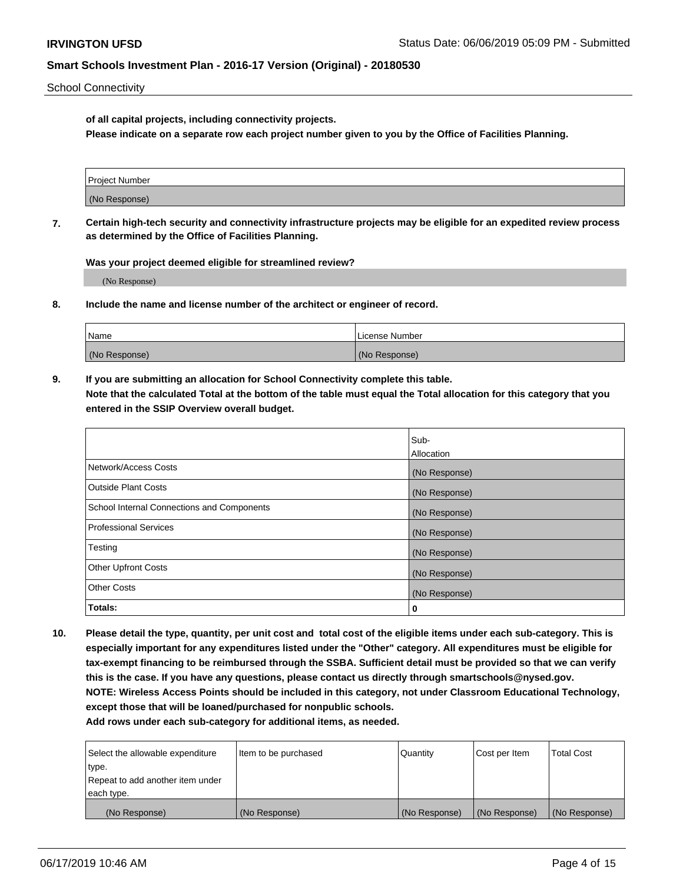**of all capital projects, including connectivity projects.**

**Please indicate on a separate row each project number given to you by the Office of Facilities Planning.**

| Project Number |
| --- |
| (No Response) |

**7. Certain high-tech security and connectivity infrastructure projects may be eligible for an expedited review process as determined by the Office of Facilities Planning.**

**Was your project deemed eligible for streamlined review?**

(No Response)

**8. Include the name and license number of the architect or engineer of record.**

| Name | License Number |
| --- | --- |
| (No Response) | (No Response) |

**9. If you are submitting an allocation for School Connectivity complete this table.**

**Note that the calculated Total at the bottom of the table must equal the Total allocation for this category that you entered in the SSIP Overview overall budget.**

| | Sub-Allocation |
| --- | --- |
| Network/Access Costs | (No Response) |
| Outside Plant Costs | (No Response) |
| School Internal Connections and Components | (No Response) |
| Professional Services | (No Response) |
| Testing | (No Response) |
| Other Upfront Costs | (No Response) |
| Other Costs | (No Response) |
| **Totals:** | **0** |

**10. Please detail the type, quantity, per unit cost and total cost of the eligible items under each sub-category. This is especially important for any expenditures listed under the "Other" category. All expenditures must be eligible for tax-exempt financing to be reimbursed through the SSBA. Sufficient detail must be provided so that we can verify this is the case. If you have any questions, please contact us directly through smartschools@nysed.gov.**

**NOTE: Wireless Access Points should be included in this category, not under Classroom Educational Technology, except those that will be loaned/purchased for nonpublic schools.**

**Add rows under each sub-category for additional items, as needed.**

| Select the allowable expenditure type. Repeat to add another item under each type. | Item to be purchased | Quantity | Cost per Item | Total Cost |
| --- | --- | --- | --- | --- |
| (No Response) | (No Response) | (No Response) | (No Response) | (No Response) |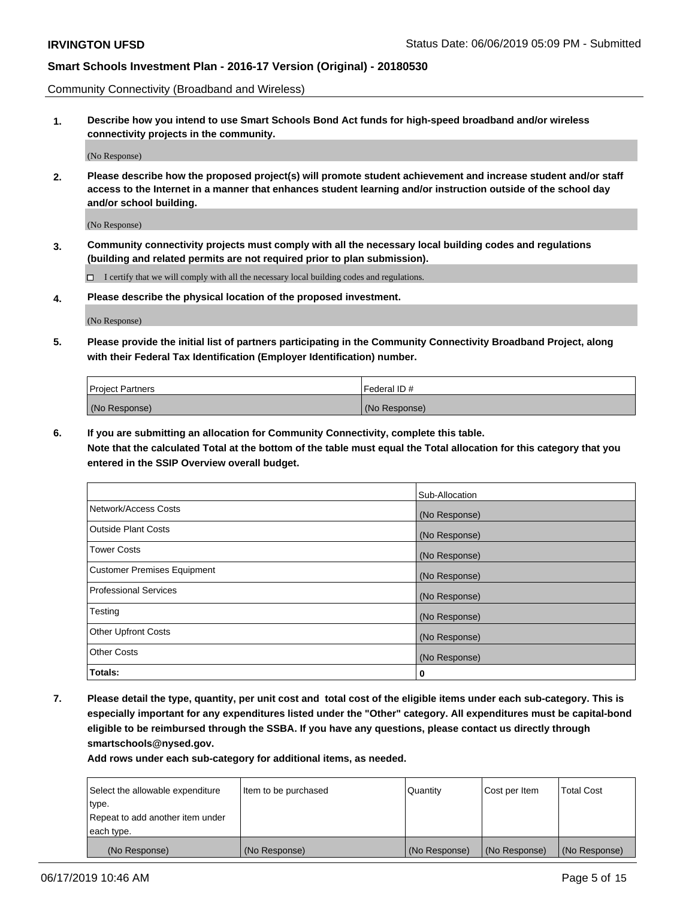Community Connectivity (Broadband and Wireless)

**1. Describe how you intend to use Smart Schools Bond Act funds for high-speed broadband and/or wireless connectivity projects in the community.**

(No Response)

**2. Please describe how the proposed project(s) will promote student achievement and increase student and/or staff access to the Internet in a manner that enhances student learning and/or instruction outside of the school day and/or school building.**

(No Response)

**3. Community connectivity projects must comply with all the necessary local building codes and regulations (building and related permits are not required prior to plan submission).**

☐ I certify that we will comply with all the necessary local building codes and regulations.

**4. Please describe the physical location of the proposed investment.**

(No Response)

**5. Please provide the initial list of partners participating in the Community Connectivity Broadband Project, along with their Federal Tax Identification (Employer Identification) number.**

| Project Partners | Federal ID # |
|---|---|
| (No Response) | (No Response) |

**6. If you are submitting an allocation for Community Connectivity, complete this table. Note that the calculated Total at the bottom of the table must equal the Total allocation for this category that you entered in the SSIP Overview overall budget.**

| | Sub-Allocation |
|---|---|
| Network/Access Costs | (No Response) |
| Outside Plant Costs | (No Response) |
| Tower Costs | (No Response) |
| Customer Premises Equipment | (No Response) |
| Professional Services | (No Response) |
| Testing | (No Response) |
| Other Upfront Costs | (No Response) |
| Other Costs | (No Response) |
| **Totals:** | **0** |

**7. Please detail the type, quantity, per unit cost and total cost of the eligible items under each sub-category. This is especially important for any expenditures listed under the "Other" category. All expenditures must be capital-bond eligible to be reimbursed through the SSBA. If you have any questions, please contact us directly through smartschools@nysed.gov.**

**Add rows under each sub-category for additional items, as needed.**

| Select the allowable expenditure type. Repeat to add another item under each type. | Item to be purchased | Quantity | Cost per Item | Total Cost |
|---|---|---|---|---|
| (No Response) | (No Response) | (No Response) | (No Response) | (No Response) |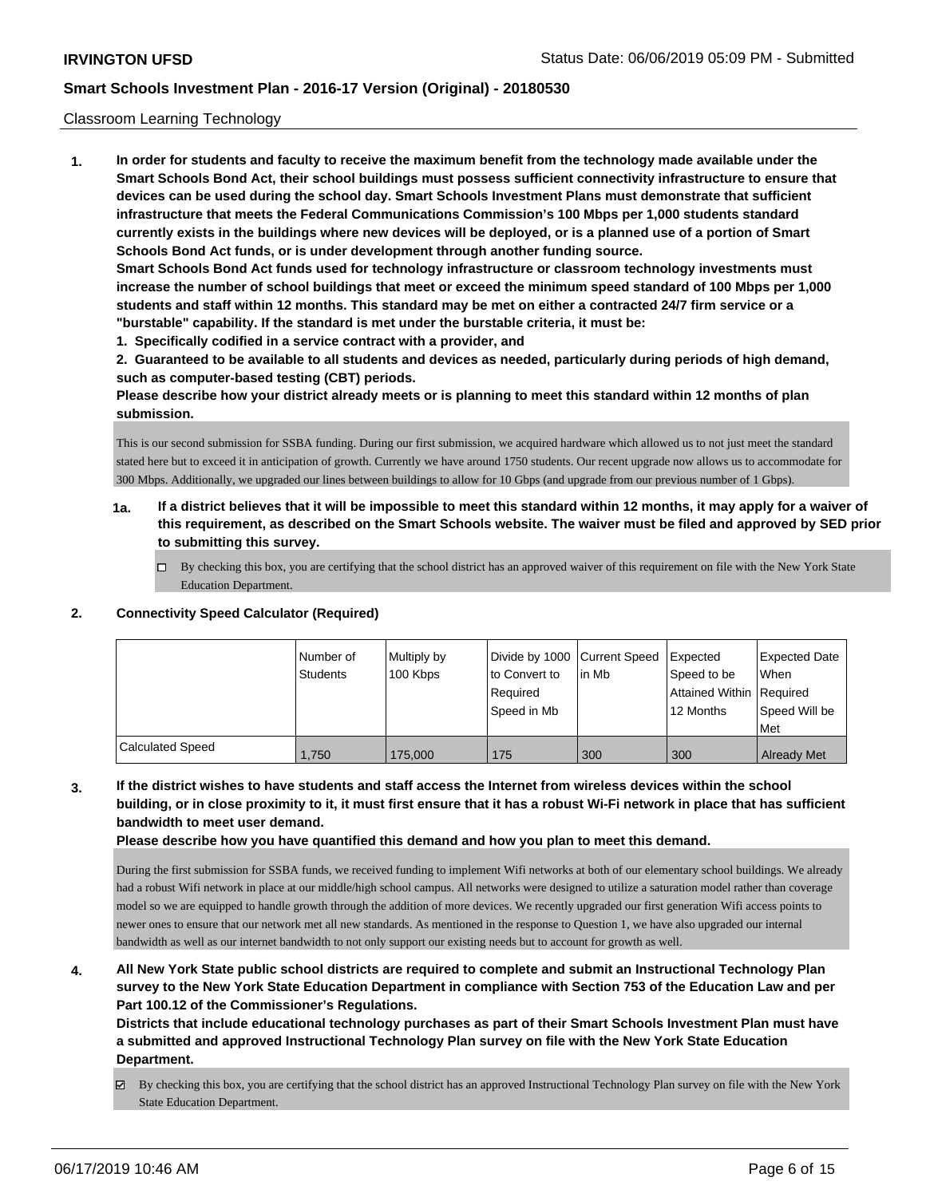Classroom Learning Technology

**1. In order for students and faculty to receive the maximum benefit from the technology made available under the Smart Schools Bond Act, their school buildings must possess sufficient connectivity infrastructure to ensure that devices can be used during the school day. Smart Schools Investment Plans must demonstrate that sufficient infrastructure that meets the Federal Communications Commission's 100 Mbps per 1,000 students standard currently exists in the buildings where new devices will be deployed, or is a planned use of a portion of Smart Schools Bond Act funds, or is under development through another funding source.**

**Smart Schools Bond Act funds used for technology infrastructure or classroom technology investments must increase the number of school buildings that meet or exceed the minimum speed standard of 100 Mbps per 1,000 students and staff within 12 months. This standard may be met on either a contracted 24/7 firm service or a "burstable" capability. If the standard is met under the burstable criteria, it must be:**

**1. Specifically codified in a service contract with a provider, and**

**2. Guaranteed to be available to all students and devices as needed, particularly during periods of high demand, such as computer-based testing (CBT) periods.**

**Please describe how your district already meets or is planning to meet this standard within 12 months of plan submission.**

This is our second submission for SSBA funding. During our first submission, we acquired hardware which allowed us to not just meet the standard stated here but to exceed it in anticipation of growth. Currently we have around 1750 students. Our recent upgrade now allows us to accommodate for 300 Mbps. Additionally, we upgraded our lines between buildings to allow for 10 Gbps (and upgrade from our previous number of 1 Gbps).

**1a. If a district believes that it will be impossible to meet this standard within 12 months, it may apply for a waiver of this requirement, as described on the Smart Schools website. The waiver must be filed and approved by SED prior to submitting this survey.**

☐ By checking this box, you are certifying that the school district has an approved waiver of this requirement on file with the New York State Education Department.

**2. Connectivity Speed Calculator (Required)**

| | Number of Students | Multiply by 100 Kbps | Divide by 1000 to Convert to Required Speed in Mb | Current Speed in Mb | Expected Speed to be Attained Within 12 Months | Expected Date When Required Speed Will be Met |
|---|---|---|---|---|---|---|
| Calculated Speed | 1,750 | 175,000 | 175 | 300 | 300 | Already Met |

**3. If the district wishes to have students and staff access the Internet from wireless devices within the school building, or in close proximity to it, it must first ensure that it has a robust Wi-Fi network in place that has sufficient bandwidth to meet user demand.**

**Please describe how you have quantified this demand and how you plan to meet this demand.**

During the first submission for SSBA funds, we received funding to implement Wifi networks at both of our elementary school buildings. We already had a robust Wifi network in place at our middle/high school campus. All networks were designed to utilize a saturation model rather than coverage model so we are equipped to handle growth through the addition of more devices. We recently upgraded our first generation Wifi access points to newer ones to ensure that our network met all new standards. As mentioned in the response to Question 1, we have also upgraded our internal bandwidth as well as our internet bandwidth to not only support our existing needs but to account for growth as well.

**4. All New York State public school districts are required to complete and submit an Instructional Technology Plan survey to the New York State Education Department in compliance with Section 753 of the Education Law and per Part 100.12 of the Commissioner's Regulations.**

**Districts that include educational technology purchases as part of their Smart Schools Investment Plan must have a submitted and approved Instructional Technology Plan survey on file with the New York State Education Department.**

☑ By checking this box, you are certifying that the school district has an approved Instructional Technology Plan survey on file with the New York State Education Department.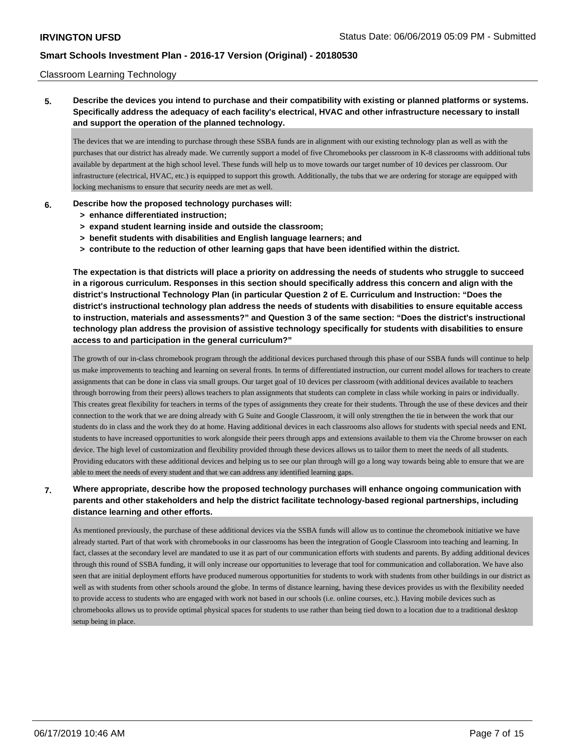Classroom Learning Technology

**5. Describe the devices you intend to purchase and their compatibility with existing or planned platforms or systems. Specifically address the adequacy of each facility's electrical, HVAC and other infrastructure necessary to install and support the operation of the planned technology.**

The devices that we are intending to purchase through these SSBA funds are in alignment with our existing technology plan as well as with the purchases that our district has already made. We currently support a model of five Chromebooks per classroom in K-8 classrooms with additional tubs available by department at the high school level. These funds will help us to move towards our target number of 10 devices per classroom. Our infrastructure (electrical, HVAC, etc.) is equipped to support this growth. Additionally, the tubs that we are ordering for storage are equipped with locking mechanisms to ensure that security needs are met as well.

**6. Describe how the proposed technology purchases will:**
- **> enhance differentiated instruction;**
- **> expand student learning inside and outside the classroom;**
- **> benefit students with disabilities and English language learners; and**
- **> contribute to the reduction of other learning gaps that have been identified within the district.**

**The expectation is that districts will place a priority on addressing the needs of students who struggle to succeed in a rigorous curriculum. Responses in this section should specifically address this concern and align with the district's Instructional Technology Plan (in particular Question 2 of E. Curriculum and Instruction: "Does the district's instructional technology plan address the needs of students with disabilities to ensure equitable access to instruction, materials and assessments?" and Question 3 of the same section: "Does the district's instructional technology plan address the provision of assistive technology specifically for students with disabilities to ensure access to and participation in the general curriculum?"**

The growth of our in-class chromebook program through the additional devices purchased through this phase of our SSBA funds will continue to help us make improvements to teaching and learning on several fronts. In terms of differentiated instruction, our current model allows for teachers to create assignments that can be done in class via small groups. Our target goal of 10 devices per classroom (with additional devices available to teachers through borrowing from their peers) allows teachers to plan assignments that students can complete in class while working in pairs or individually. This creates great flexibility for teachers in terms of the types of assignments they create for their students. Through the use of these devices and their connection to the work that we are doing already with G Suite and Google Classroom, it will only strengthen the tie in between the work that our students do in class and the work they do at home. Having additional devices in each classrooms also allows for students with special needs and ENL students to have increased opportunities to work alongside their peers through apps and extensions available to them via the Chrome browser on each device. The high level of customization and flexibility provided through these devices allows us to tailor them to meet the needs of all students. Providing educators with these additional devices and helping us to see our plan through will go a long way towards being able to ensure that we are able to meet the needs of every student and that we can address any identified learning gaps.

**7. Where appropriate, describe how the proposed technology purchases will enhance ongoing communication with parents and other stakeholders and help the district facilitate technology-based regional partnerships, including distance learning and other efforts.**

As mentioned previously, the purchase of these additional devices via the SSBA funds will allow us to continue the chromebook initiative we have already started. Part of that work with chromebooks in our classrooms has been the integration of Google Classroom into teaching and learning. In fact, classes at the secondary level are mandated to use it as part of our communication efforts with students and parents. By adding additional devices through this round of SSBA funding, it will only increase our opportunities to leverage that tool for communication and collaboration. We have also seen that are initial deployment efforts have produced numerous opportunities for students to work with students from other buildings in our district as well as with students from other schools around the globe. In terms of distance learning, having these devices provides us with the flexibility needed to provide access to students who are engaged with work not based in our schools (i.e. online courses, etc.). Having mobile devices such as chromebooks allows us to provide optimal physical spaces for students to use rather than being tied down to a location due to a traditional desktop setup being in place.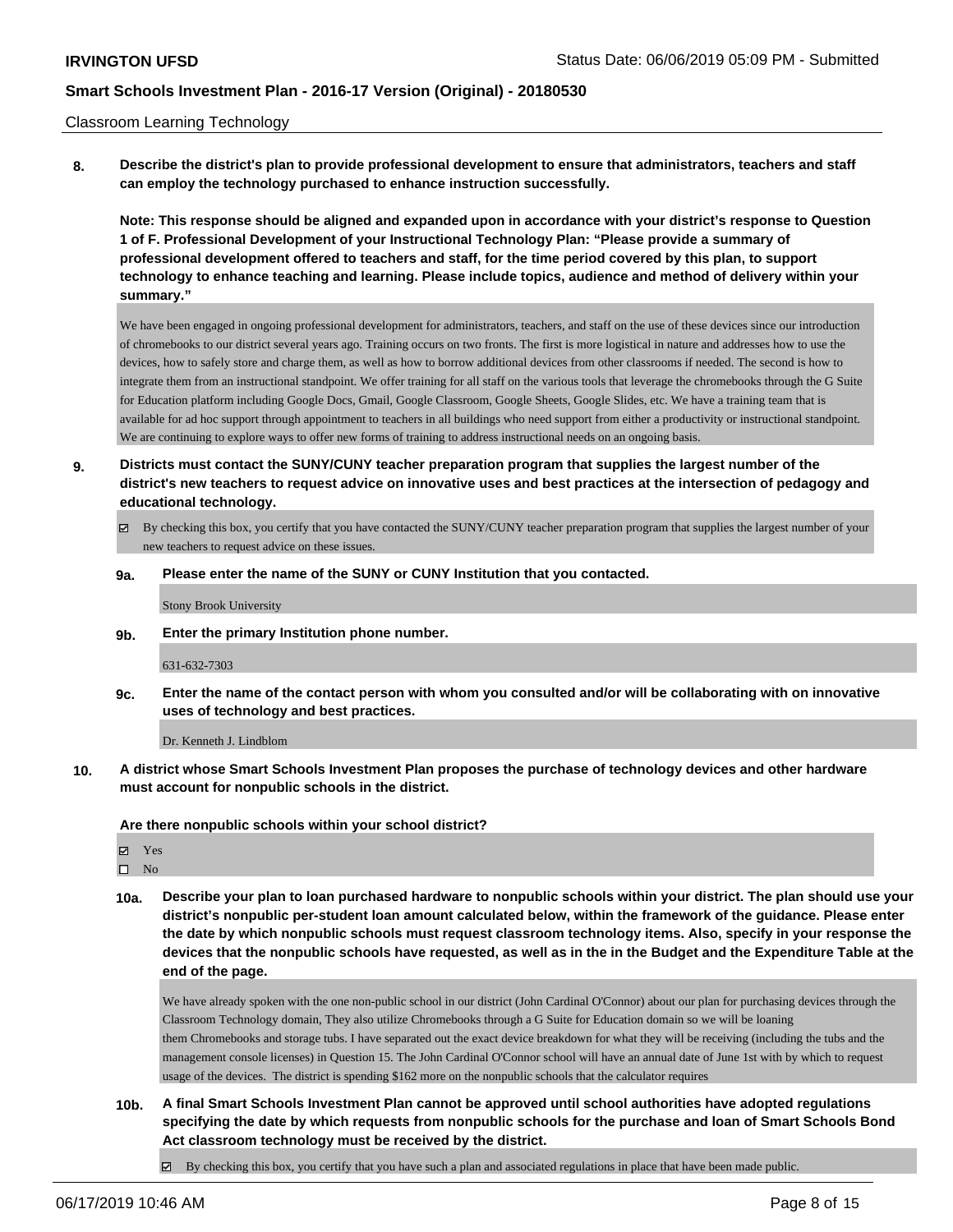Classroom Learning Technology

**8. Describe the district's plan to provide professional development to ensure that administrators, teachers and staff can employ the technology purchased to enhance instruction successfully.**

**Note: This response should be aligned and expanded upon in accordance with your district's response to Question 1 of F. Professional Development of your Instructional Technology Plan: "Please provide a summary of professional development offered to teachers and staff, for the time period covered by this plan, to support technology to enhance teaching and learning. Please include topics, audience and method of delivery within your summary."**

We have been engaged in ongoing professional development for administrators, teachers, and staff on the use of these devices since our introduction of chromebooks to our district several years ago. Training occurs on two fronts. The first is more logistical in nature and addresses how to use the devices, how to safely store and charge them, as well as how to borrow additional devices from other classrooms if needed. The second is how to integrate them from an instructional standpoint. We offer training for all staff on the various tools that leverage the chromebooks through the G Suite for Education platform including Google Docs, Gmail, Google Classroom, Google Sheets, Google Slides, etc. We have a training team that is available for ad hoc support through appointment to teachers in all buildings who need support from either a productivity or instructional standpoint. We are continuing to explore ways to offer new forms of training to address instructional needs on an ongoing basis.

**9. Districts must contact the SUNY/CUNY teacher preparation program that supplies the largest number of the district's new teachers to request advice on innovative uses and best practices at the intersection of pedagogy and educational technology.**

☑ By checking this box, you certify that you have contacted the SUNY/CUNY teacher preparation program that supplies the largest number of your new teachers to request advice on these issues.

**9a. Please enter the name of the SUNY or CUNY Institution that you contacted.**

Stony Brook University

**9b. Enter the primary Institution phone number.**

631-632-7303

**9c. Enter the name of the contact person with whom you consulted and/or will be collaborating with on innovative uses of technology and best practices.**

Dr. Kenneth J. Lindblom

**10. A district whose Smart Schools Investment Plan proposes the purchase of technology devices and other hardware must account for nonpublic schools in the district.**

**Are there nonpublic schools within your school district?**

☑ Yes
☐ No

**10a. Describe your plan to loan purchased hardware to nonpublic schools within your district. The plan should use your district's nonpublic per-student loan amount calculated below, within the framework of the guidance. Please enter the date by which nonpublic schools must request classroom technology items. Also, specify in your response the devices that the nonpublic schools have requested, as well as in the in the Budget and the Expenditure Table at the end of the page.**

We have already spoken with the one non-public school in our district (John Cardinal O'Connor) about our plan for purchasing devices through the Classroom Technology domain, They also utilize Chromebooks through a G Suite for Education domain so we will be loaning them Chromebooks and storage tubs. I have separated out the exact device breakdown for what they will be receiving (including the tubs and the management console licenses) in Question 15. The John Cardinal O'Connor school will have an annual date of June 1st with by which to request usage of the devices. The district is spending $162 more on the nonpublic schools that the calculator requires

**10b. A final Smart Schools Investment Plan cannot be approved until school authorities have adopted regulations specifying the date by which requests from nonpublic schools for the purchase and loan of Smart Schools Bond Act classroom technology must be received by the district.**

☑ By checking this box, you certify that you have such a plan and associated regulations in place that have been made public.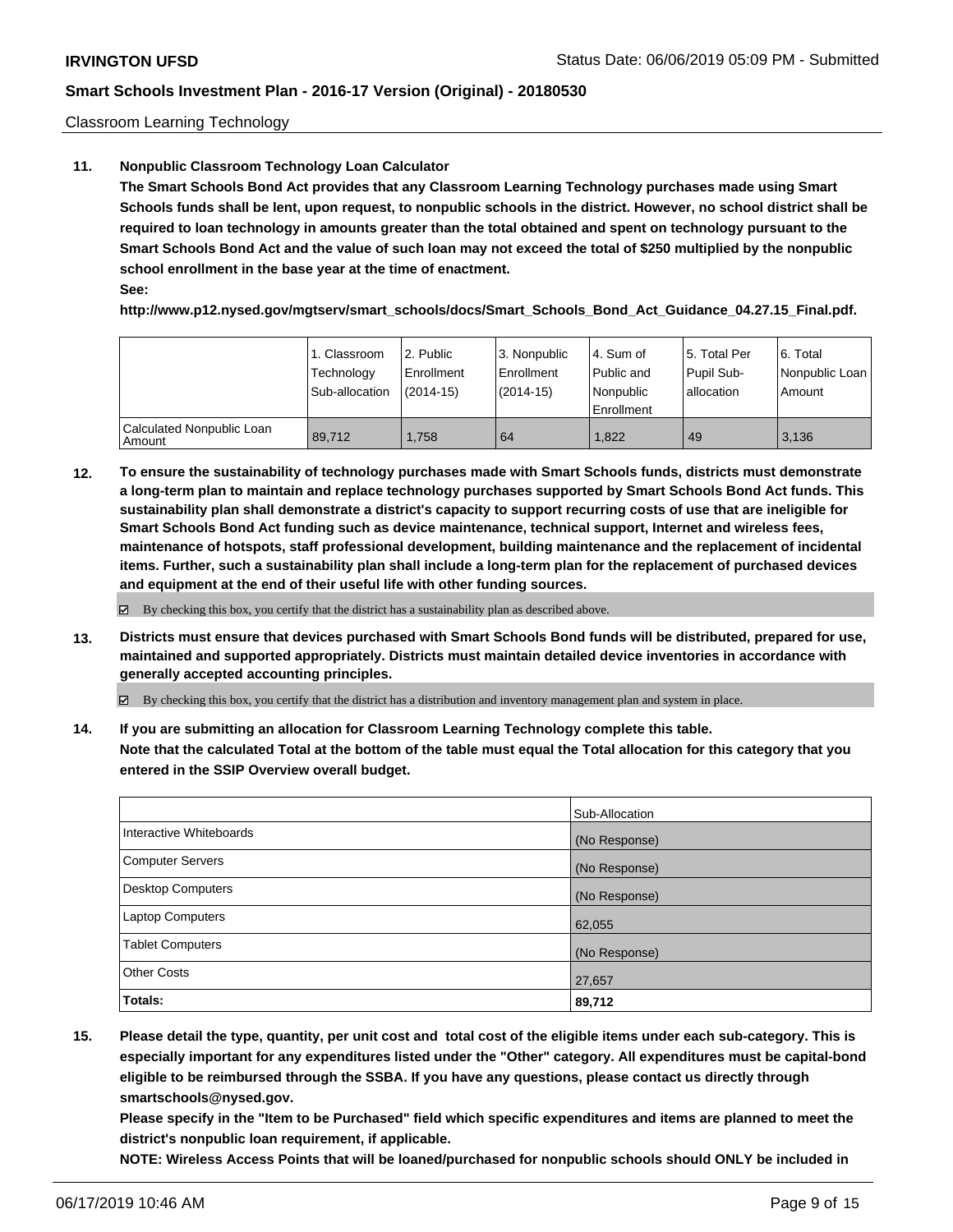Classroom Learning Technology

**11. Nonpublic Classroom Technology Loan Calculator**

**The Smart Schools Bond Act provides that any Classroom Learning Technology purchases made using Smart Schools funds shall be lent, upon request, to nonpublic schools in the district. However, no school district shall be required to loan technology in amounts greater than the total obtained and spent on technology pursuant to the Smart Schools Bond Act and the value of such loan may not exceed the total of $250 multiplied by the nonpublic school enrollment in the base year at the time of enactment.**

**See:**

**http://www.p12.nysed.gov/mgtserv/smart_schools/docs/Smart_Schools_Bond_Act_Guidance_04.27.15_Final.pdf.**

| | 1. Classroom Technology Sub-allocation | 2. Public Enrollment (2014-15) | 3. Nonpublic Enrollment (2014-15) | 4. Sum of Public and Nonpublic Enrollment | 5. Total Per Pupil Sub-allocation | 6. Total Nonpublic Loan Amount |
|---|---|---|---|---|---|---|
| Calculated Nonpublic Loan Amount | 89,712 | 1,758 | 64 | 1,822 | 49 | 3,136 |

**12. To ensure the sustainability of technology purchases made with Smart Schools funds, districts must demonstrate a long-term plan to maintain and replace technology purchases supported by Smart Schools Bond Act funds. This sustainability plan shall demonstrate a district's capacity to support recurring costs of use that are ineligible for Smart Schools Bond Act funding such as device maintenance, technical support, Internet and wireless fees, maintenance of hotspots, staff professional development, building maintenance and the replacement of incidental items. Further, such a sustainability plan shall include a long-term plan for the replacement of purchased devices and equipment at the end of their useful life with other funding sources.**

☑ By checking this box, you certify that the district has a sustainability plan as described above.

**13. Districts must ensure that devices purchased with Smart Schools Bond funds will be distributed, prepared for use, maintained and supported appropriately. Districts must maintain detailed device inventories in accordance with generally accepted accounting principles.**

☑ By checking this box, you certify that the district has a distribution and inventory management plan and system in place.

**14. If you are submitting an allocation for Classroom Learning Technology complete this table.**
**Note that the calculated Total at the bottom of the table must equal the Total allocation for this category that you entered in the SSIP Overview overall budget.**

| | Sub-Allocation |
|---|---|
| Interactive Whiteboards | (No Response) |
| Computer Servers | (No Response) |
| Desktop Computers | (No Response) |
| Laptop Computers | 62,055 |
| Tablet Computers | (No Response) |
| Other Costs | 27,657 |
| **Totals:** | **89,712** |

**15. Please detail the type, quantity, per unit cost and total cost of the eligible items under each sub-category. This is especially important for any expenditures listed under the "Other" category. All expenditures must be capital-bond eligible to be reimbursed through the SSBA. If you have any questions, please contact us directly through smartschools@nysed.gov.**

**Please specify in the "Item to be Purchased" field which specific expenditures and items are planned to meet the district's nonpublic loan requirement, if applicable.**

**NOTE: Wireless Access Points that will be loaned/purchased for nonpublic schools should ONLY be included in**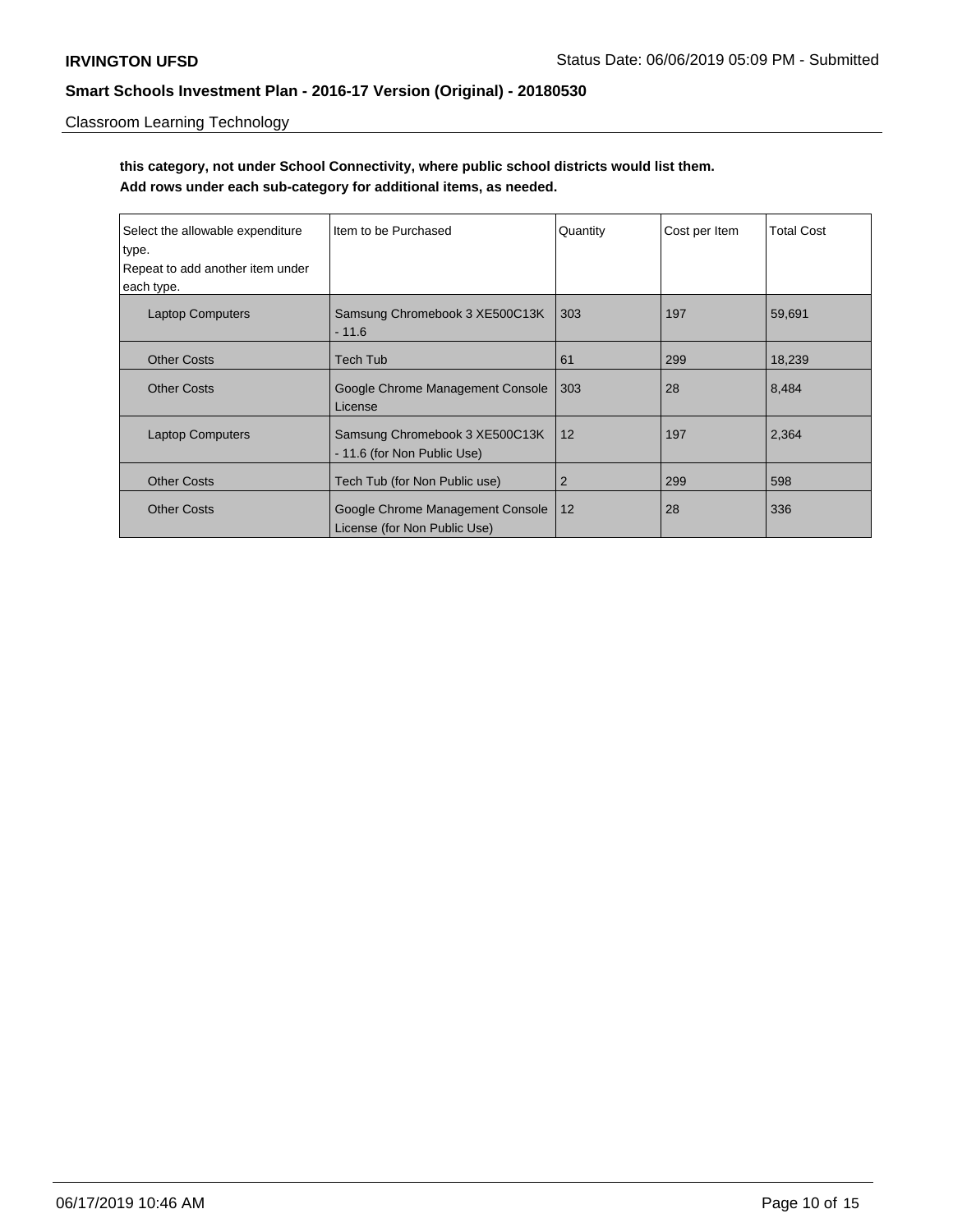Classroom Learning Technology

**this category, not under School Connectivity, where public school districts would list them.**
**Add rows under each sub-category for additional items, as needed.**

| Select the allowable expenditure type. Repeat to add another item under each type. | Item to be Purchased | Quantity | Cost per Item | Total Cost |
|---|---|---|---|---|
| Laptop Computers | Samsung Chromebook 3 XE500C13K - 11.6 | 303 | 197 | 59,691 |
| Other Costs | Tech Tub | 61 | 299 | 18,239 |
| Other Costs | Google Chrome Management Console License | 303 | 28 | 8,484 |
| Laptop Computers | Samsung Chromebook 3 XE500C13K - 11.6 (for Non Public Use) | 12 | 197 | 2,364 |
| Other Costs | Tech Tub (for Non Public use) | 2 | 299 | 598 |
| Other Costs | Google Chrome Management Console License (for Non Public Use) | 12 | 28 | 336 |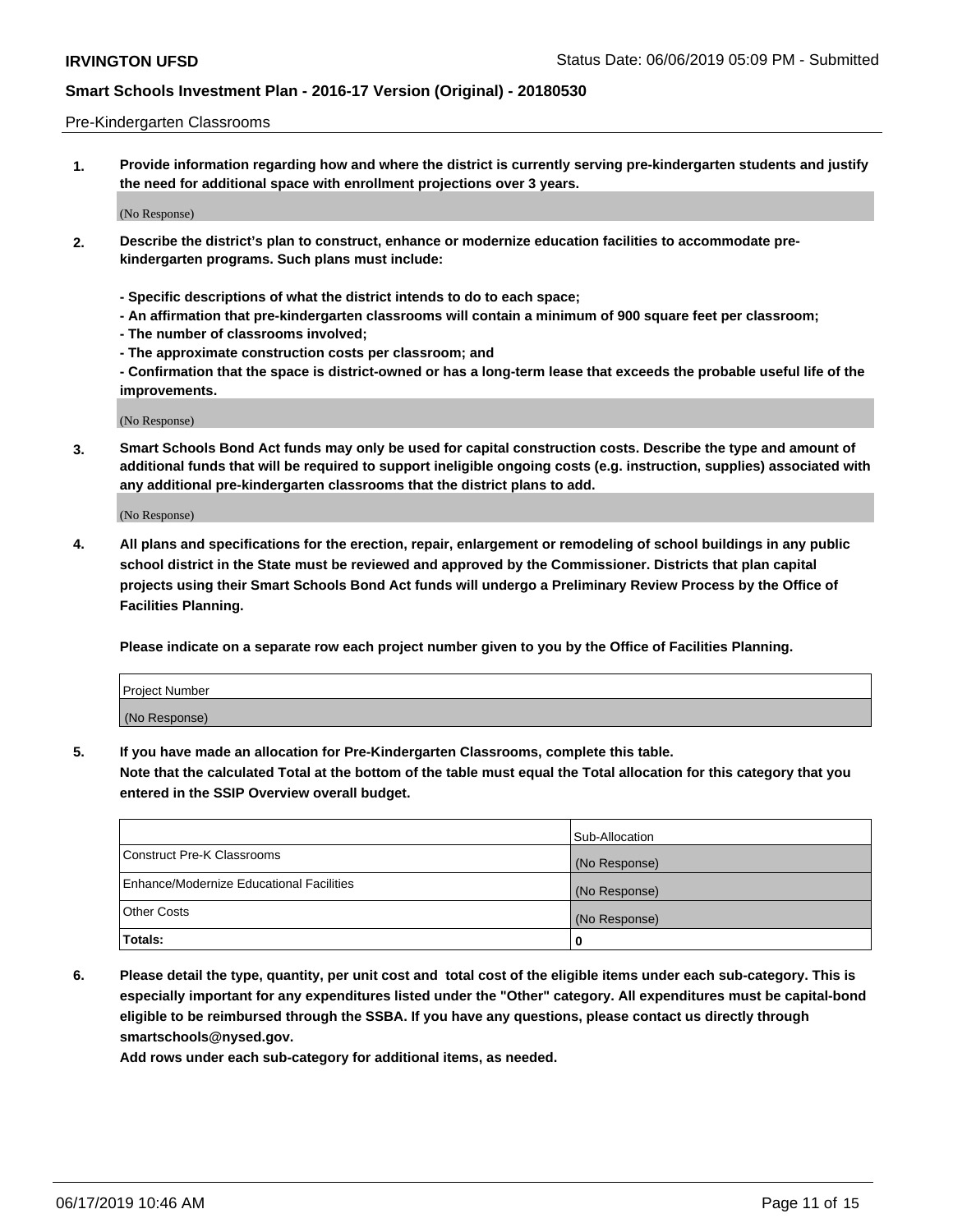Pre-Kindergarten Classrooms

**1. Provide information regarding how and where the district is currently serving pre-kindergarten students and justify the need for additional space with enrollment projections over 3 years.**

(No Response)

**2. Describe the district's plan to construct, enhance or modernize education facilities to accommodate pre-kindergarten programs. Such plans must include:**

**- Specific descriptions of what the district intends to do to each space;**
**- An affirmation that pre-kindergarten classrooms will contain a minimum of 900 square feet per classroom;**
**- The number of classrooms involved;**
**- The approximate construction costs per classroom; and**
**- Confirmation that the space is district-owned or has a long-term lease that exceeds the probable useful life of the improvements.**

(No Response)

**3. Smart Schools Bond Act funds may only be used for capital construction costs. Describe the type and amount of additional funds that will be required to support ineligible ongoing costs (e.g. instruction, supplies) associated with any additional pre-kindergarten classrooms that the district plans to add.**

(No Response)

**4. All plans and specifications for the erection, repair, enlargement or remodeling of school buildings in any public school district in the State must be reviewed and approved by the Commissioner. Districts that plan capital projects using their Smart Schools Bond Act funds will undergo a Preliminary Review Process by the Office of Facilities Planning.**

**Please indicate on a separate row each project number given to you by the Office of Facilities Planning.**

| Project Number |
|---|
| (No Response) |

**5. If you have made an allocation for Pre-Kindergarten Classrooms, complete this table.**
**Note that the calculated Total at the bottom of the table must equal the Total allocation for this category that you entered in the SSIP Overview overall budget.**

| | Sub-Allocation |
|---|---|
| Construct Pre-K Classrooms | (No Response) |
| Enhance/Modernize Educational Facilities | (No Response) |
| Other Costs | (No Response) |
| **Totals:** | **0** |

**6. Please detail the type, quantity, per unit cost and total cost of the eligible items under each sub-category. This is especially important for any expenditures listed under the "Other" category. All expenditures must be capital-bond eligible to be reimbursed through the SSBA. If you have any questions, please contact us directly through smartschools@nysed.gov.**
**Add rows under each sub-category for additional items, as needed.**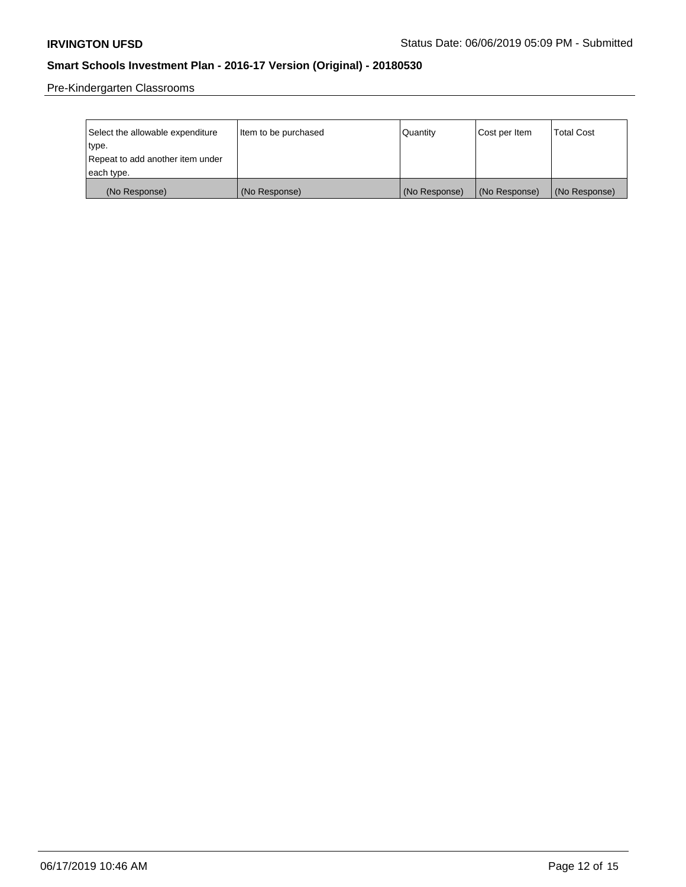Pre-Kindergarten Classrooms

| Select the allowable expenditure type. Repeat to add another item under each type. | Item to be purchased | Quantity | Cost per Item | Total Cost |
|---|---|---|---|---|
| (No Response) | (No Response) | (No Response) | (No Response) | (No Response) |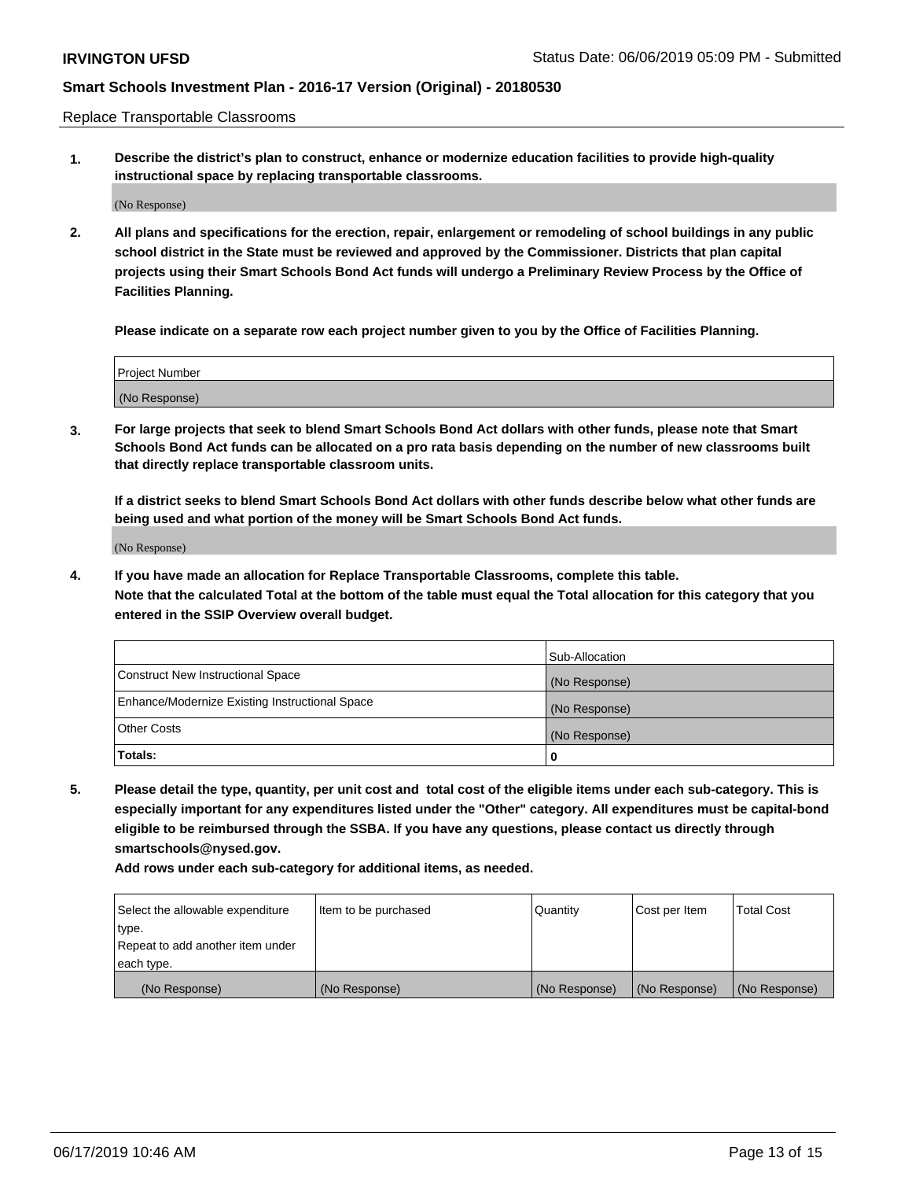Replace Transportable Classrooms

1. **Describe the district's plan to construct, enhance or modernize education facilities to provide high-quality instructional space by replacing transportable classrooms.**

(No Response)

2. **All plans and specifications for the erection, repair, enlargement or remodeling of school buildings in any public school district in the State must be reviewed and approved by the Commissioner. Districts that plan capital projects using their Smart Schools Bond Act funds will undergo a Preliminary Review Process by the Office of Facilities Planning.**

   **Please indicate on a separate row each project number given to you by the Office of Facilities Planning.**

| Project Number |
| --- |
| (No Response) |

3. **For large projects that seek to blend Smart Schools Bond Act dollars with other funds, please note that Smart Schools Bond Act funds can be allocated on a pro rata basis depending on the number of new classrooms built that directly replace transportable classroom units.**

   **If a district seeks to blend Smart Schools Bond Act dollars with other funds describe below what other funds are being used and what portion of the money will be Smart Schools Bond Act funds.**

(No Response)

4. **If you have made an allocation for Replace Transportable Classrooms, complete this table. Note that the calculated Total at the bottom of the table must equal the Total allocation for this category that you entered in the SSIP Overview overall budget.**

| | Sub-Allocation |
| --- | --- |
| Construct New Instructional Space | (No Response) |
| Enhance/Modernize Existing Instructional Space | (No Response) |
| Other Costs | (No Response) |
| **Totals:** | **0** |

5. **Please detail the type, quantity, per unit cost and total cost of the eligible items under each sub-category. This is especially important for any expenditures listed under the "Other" category. All expenditures must be capital-bond eligible to be reimbursed through the SSBA. If you have any questions, please contact us directly through smartschools@nysed.gov.**

   **Add rows under each sub-category for additional items, as needed.**

| Select the allowable expenditure type. Repeat to add another item under each type. | Item to be purchased | Quantity | Cost per Item | Total Cost |
| --- | --- | --- | --- | --- |
| (No Response) | (No Response) | (No Response) | (No Response) | (No Response) |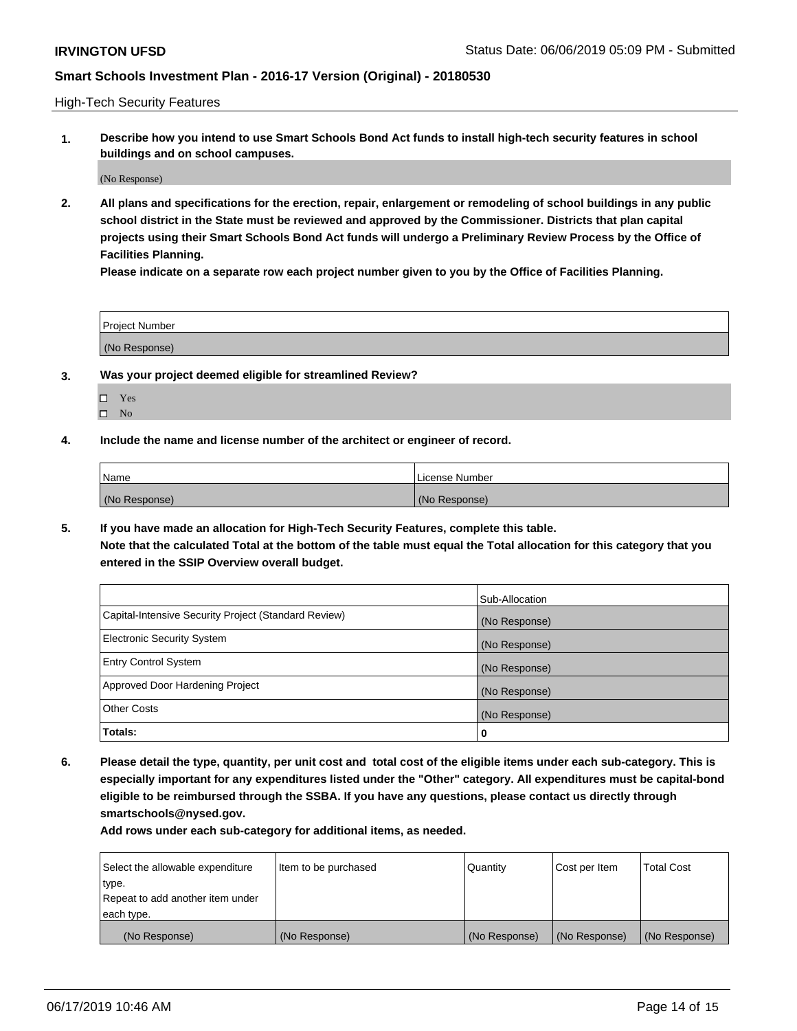High-Tech Security Features

**1. Describe how you intend to use Smart Schools Bond Act funds to install high-tech security features in school buildings and on school campuses.**

(No Response)

**2. All plans and specifications for the erection, repair, enlargement or remodeling of school buildings in any public school district in the State must be reviewed and approved by the Commissioner. Districts that plan capital projects using their Smart Schools Bond Act funds will undergo a Preliminary Review Process by the Office of Facilities Planning.**

**Please indicate on a separate row each project number given to you by the Office of Facilities Planning.**

| Project Number |
|---|
| (No Response) |

**3. Was your project deemed eligible for streamlined Review?**

- ☐ Yes
- ☐ No

**4. Include the name and license number of the architect or engineer of record.**

| Name | License Number |
|---|---|
| (No Response) | (No Response) |

**5. If you have made an allocation for High-Tech Security Features, complete this table.**
**Note that the calculated Total at the bottom of the table must equal the Total allocation for this category that you entered in the SSIP Overview overall budget.**

| | Sub-Allocation |
|---|---|
| Capital-Intensive Security Project (Standard Review) | (No Response) |
| Electronic Security System | (No Response) |
| Entry Control System | (No Response) |
| Approved Door Hardening Project | (No Response) |
| Other Costs | (No Response) |
| **Totals:** | **0** |

**6. Please detail the type, quantity, per unit cost and total cost of the eligible items under each sub-category. This is especially important for any expenditures listed under the "Other" category. All expenditures must be capital-bond eligible to be reimbursed through the SSBA. If you have any questions, please contact us directly through smartschools@nysed.gov.**

**Add rows under each sub-category for additional items, as needed.**

| Select the allowable expenditure type. Repeat to add another item under each type. | Item to be purchased | Quantity | Cost per Item | Total Cost |
|---|---|---|---|---|
| (No Response) | (No Response) | (No Response) | (No Response) | (No Response) |